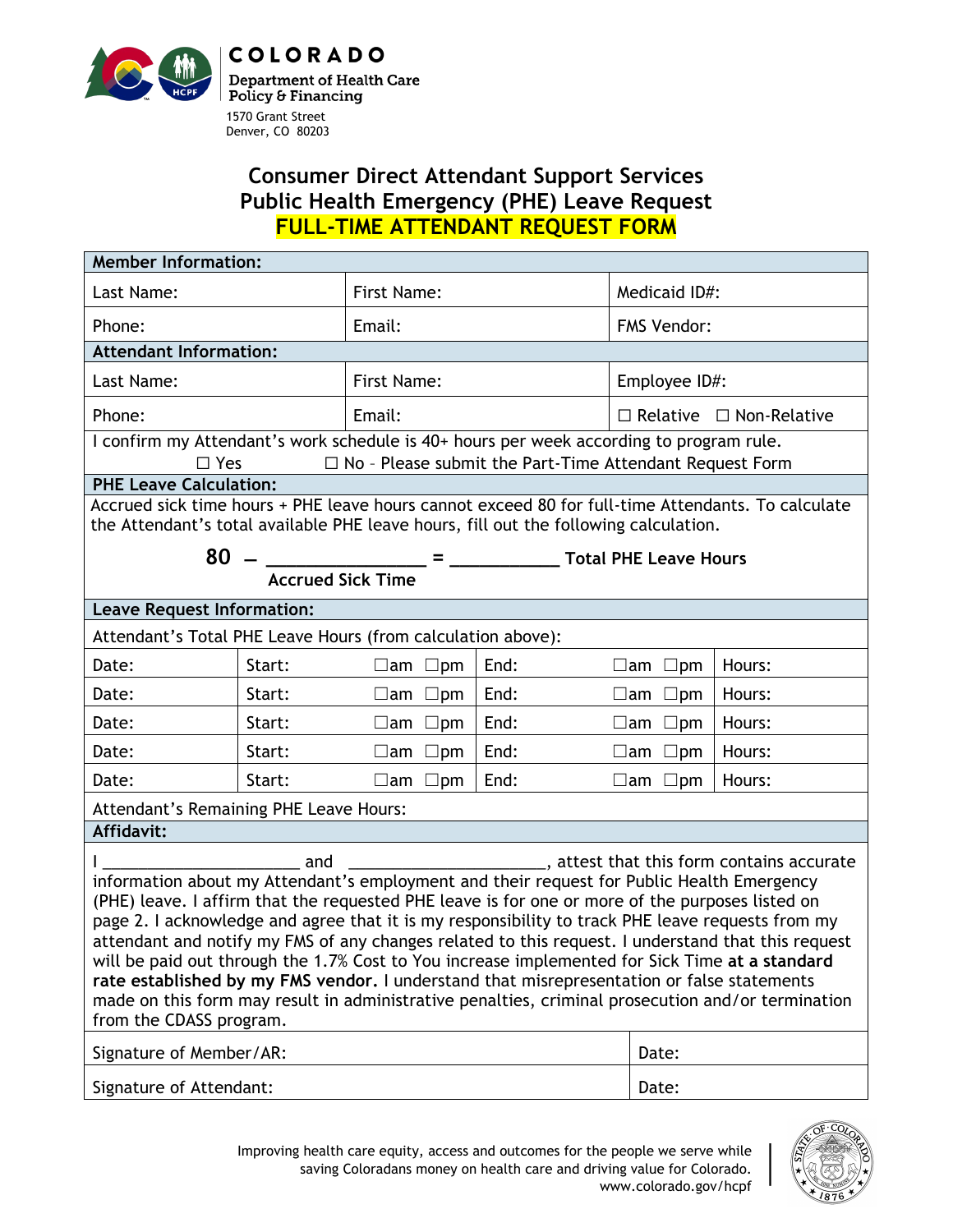COLORADO
Department of Health Care Policy & Financing
1570 Grant Street
Denver, CO 80203

# Consumer Direct Attendant Support Services
# Public Health Emergency (PHE) Leave Request
# FULL-TIME ATTENDANT REQUEST FORM

| **Member Information:** | | |
|---|---|---|
| Last Name: | First Name: | Medicaid ID#: |
| Phone: | Email: | FMS Vendor: |
| **Attendant Information:** | | |
| Last Name: | First Name: | Employee ID#: |
| Phone: | Email: | ☐ Relative ☐ Non-Relative |

I confirm my Attendant's work schedule is 40+ hours per week according to program rule.
☐ Yes ☐ No – Please submit the Part-Time Attendant Request Form

**PHE Leave Calculation:**

Accrued sick time hours + PHE leave hours cannot exceed 80 for full-time Attendants. To calculate the Attendant's total available PHE leave hours, fill out the following calculation.

**80 – ________________ = ___________ Total PHE Leave Hours**
**Accrued Sick Time**

**Leave Request Information:**

Attendant's Total PHE Leave Hours (from calculation above):

| Date: | Start: ☐am ☐pm | End: ☐am ☐pm | Hours: |
|---|---|---|---|
| Date: | Start: ☐am ☐pm | End: ☐am ☐pm | Hours: |
| Date: | Start: ☐am ☐pm | End: ☐am ☐pm | Hours: |
| Date: | Start: ☐am ☐pm | End: ☐am ☐pm | Hours: |
| Date: | Start: ☐am ☐pm | End: ☐am ☐pm | Hours: |

Attendant's Remaining PHE Leave Hours:

**Affidavit:**

I ______________________ and ______________________, attest that this form contains accurate information about my Attendant's employment and their request for Public Health Emergency (PHE) leave. I affirm that the requested PHE leave is for one or more of the purposes listed on page 2. I acknowledge and agree that it is my responsibility to track PHE leave requests from my attendant and notify my FMS of any changes related to this request. I understand that this request will be paid out through the 1.7% Cost to You increase implemented for Sick Time **at a standard rate established by my FMS vendor.** I understand that misrepresentation or false statements made on this form may result in administrative penalties, criminal prosecution and/or termination from the CDASS program.

| Signature of Member/AR: | Date: |
|---|---|
| Signature of Attendant: | Date: |

Improving health care equity, access and outcomes for the people we serve while saving Coloradans money on health care and driving value for Colorado.
www.colorado.gov/hcpf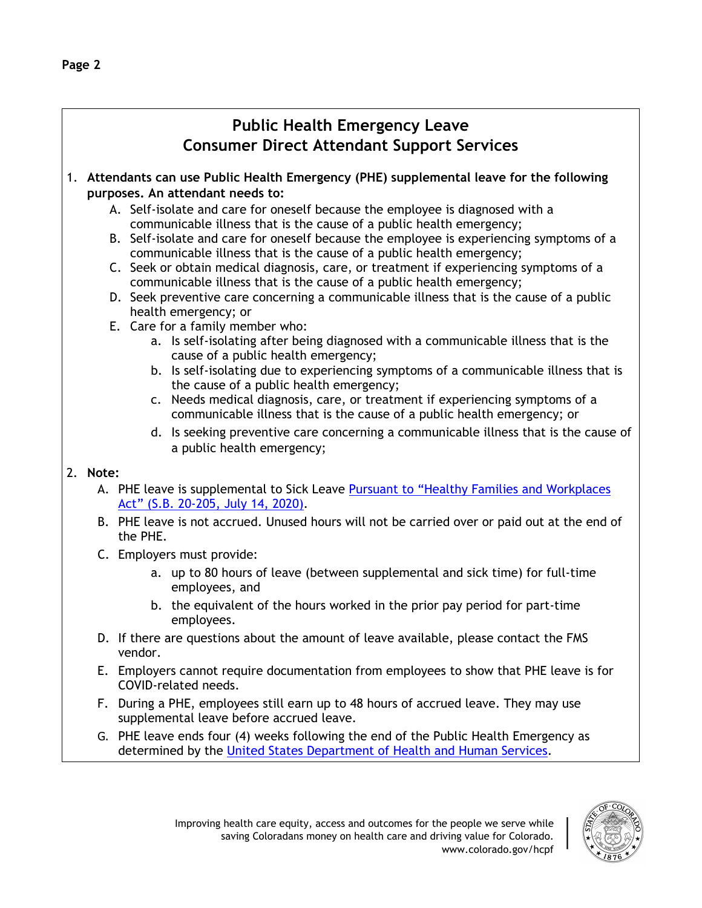## Public Health Emergency Leave
## Consumer Direct Attendant Support Services

1. **Attendants can use Public Health Emergency (PHE) supplemental leave for the following purposes. An attendant needs to:**
   A. Self-isolate and care for oneself because the employee is diagnosed with a communicable illness that is the cause of a public health emergency;
   B. Self-isolate and care for oneself because the employee is experiencing symptoms of a communicable illness that is the cause of a public health emergency;
   C. Seek or obtain medical diagnosis, care, or treatment if experiencing symptoms of a communicable illness that is the cause of a public health emergency;
   D. Seek preventive care concerning a communicable illness that is the cause of a public health emergency; or
   E. Care for a family member who:
      a. Is self-isolating after being diagnosed with a communicable illness that is the cause of a public health emergency;
      b. Is self-isolating due to experiencing symptoms of a communicable illness that is the cause of a public health emergency;
      c. Needs medical diagnosis, care, or treatment if experiencing symptoms of a communicable illness that is the cause of a public health emergency; or
      d. Is seeking preventive care concerning a communicable illness that is the cause of a public health emergency;

2. **Note:**
   A. PHE leave is supplemental to Sick Leave Pursuant to "Healthy Families and Workplaces Act" (S.B. 20-205, July 14, 2020).
   B. PHE leave is not accrued. Unused hours will not be carried over or paid out at the end of the PHE.
   C. Employers must provide:
      a. up to 80 hours of leave (between supplemental and sick time) for full-time employees, and
      b. the equivalent of the hours worked in the prior pay period for part-time employees.
   D. If there are questions about the amount of leave available, please contact the FMS vendor.
   E. Employers cannot require documentation from employees to show that PHE leave is for COVID-related needs.
   F. During a PHE, employees still earn up to 48 hours of accrued leave. They may use supplemental leave before accrued leave.
   G. PHE leave ends four (4) weeks following the end of the Public Health Emergency as determined by the United States Department of Health and Human Services.

Improving health care equity, access and outcomes for the people we serve while saving Coloradans money on health care and driving value for Colorado.
www.colorado.gov/hcpf